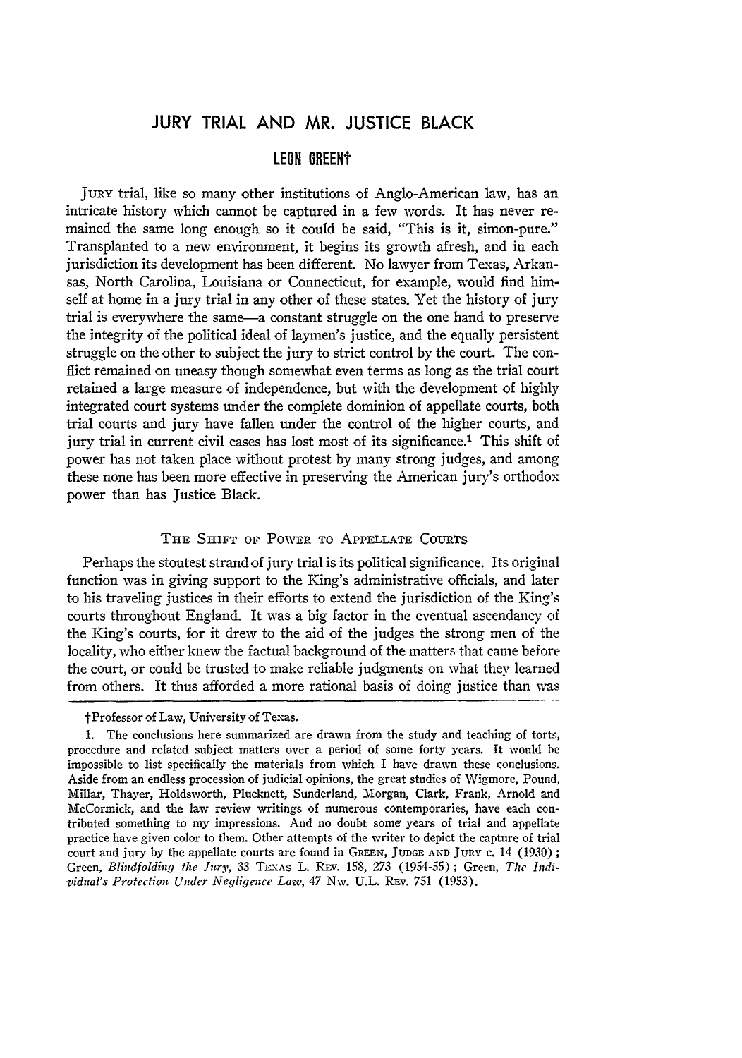# JURY TRIAL AND MR. JUSTICE BLACK

## LEON GREEN†

JURY trial, like so many other institutions of Anglo-American law, has an intricate history which cannot be captured in a few words. It has never remained the same long enough so it could be said, "This is it, simon-pure." Transplanted to a new environment, it begins its growth afresh, and in each jurisdiction its development has been different. No lawyer from Texas, Arkansas, North Carolina, Louisiana or Connecticut, for example, would find himself at home in a jury trial in any other of these states. Yet the history of jury trial is everywhere the same—a constant struggle on the one hand to preserve the integrity of the political ideal of laymen's justice, and the equally persistent struggle on the other to subject the jury to strict control by the court. The conflict remained on uneasy though somewhat even terms as long as the trial court retained a large measure of independence, but with the development of highly integrated court systems under the complete dominion of appellate courts, both trial courts and jury have fallen under the control of the higher courts, and jury trial in current civil cases has lost most of its significance.[1] This shift of power has not taken place without protest by many strong judges, and among these none has been more effective in preserving the American jury's orthodox power than has Justice Black.

### THE SHIFT OF POWER TO APPELLATE COURTS

Perhaps the stoutest strand of jury trial is its political significance. Its original function was in giving support to the King's administrative officials, and later to his traveling justices in their efforts to extend the jurisdiction of the King's courts throughout England. It was a big factor in the eventual ascendancy of the King's courts, for it drew to the aid of the judges the strong men of the locality, who either knew the factual background of the matters that came before the court, or could be trusted to make reliable judgments on what they learned from others. It thus afforded a more rational basis of doing justice than was

---

†Professor of Law, University of Texas.

1. The conclusions here summarized are drawn from the study and teaching of torts, procedure and related subject matters over a period of some forty years. It would be impossible to list specifically the materials from which I have drawn these conclusions. Aside from an endless procession of judicial opinions, the great studies of Wigmore, Pound, Millar, Thayer, Holdsworth, Plucknett, Sunderland, Morgan, Clark, Frank, Arnold and McCormick, and the law review writings of numerous contemporaries, have each contributed something to my impressions. And no doubt some years of trial and appellate practice have given color to them. Other attempts of the writer to depict the capture of trial court and jury by the appellate courts are found in GREEN, JUDGE AND JURY c. 14 (1930); Green, *Blindfolding the Jury*, 33 TEXAS L. REV. 158, 273 (1954-55); Green, *The Individual's Protection Under Negligence Law*, 47 NW. U.L. REV. 751 (1953).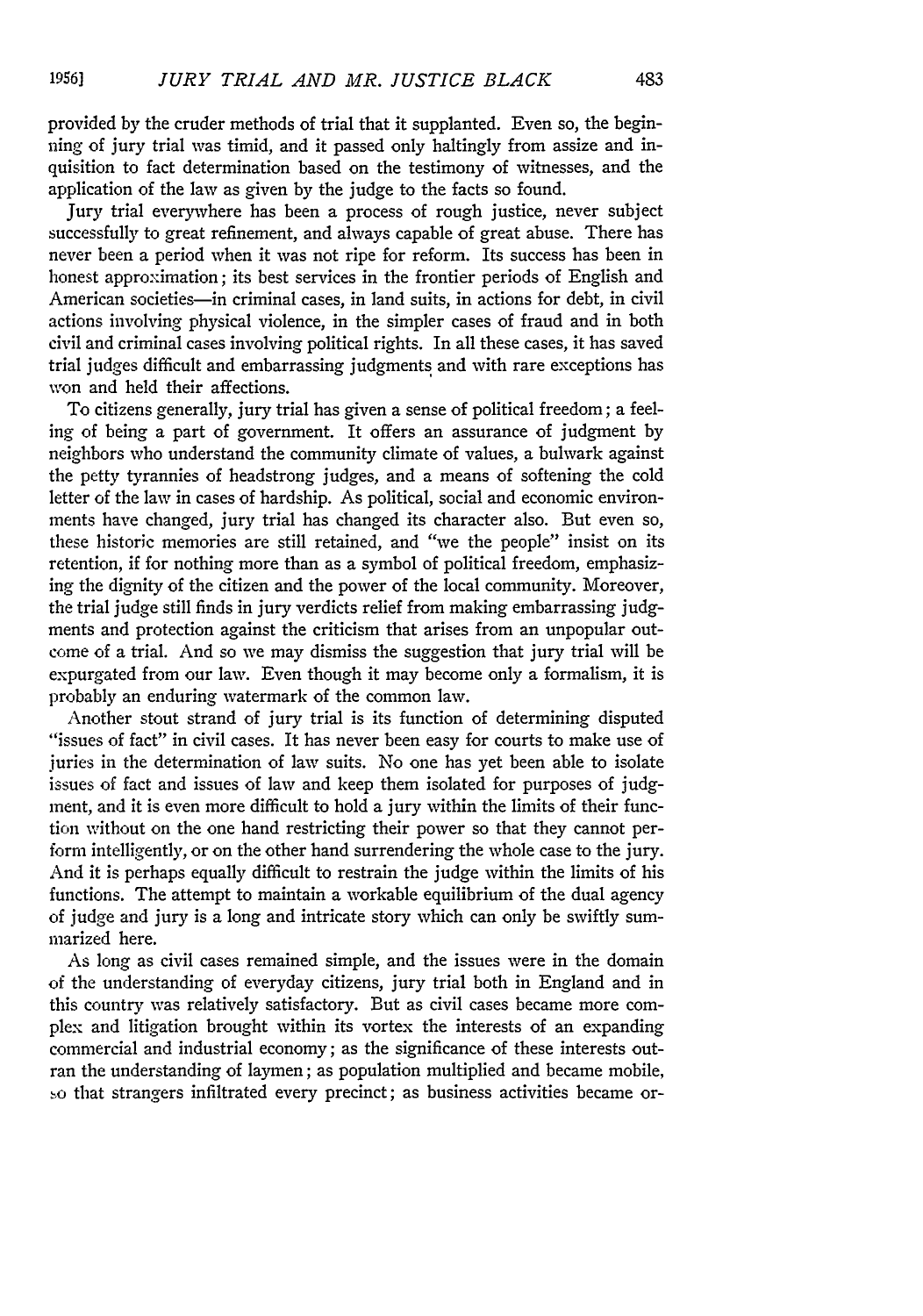provided by the cruder methods of trial that it supplanted. Even so, the beginning of jury trial was timid, and it passed only haltingly from assize and inquisition to fact determination based on the testimony of witnesses, and the application of the law as given by the judge to the facts so found.

Jury trial everywhere has been a process of rough justice, never subject successfully to great refinement, and always capable of great abuse. There has never been a period when it was not ripe for reform. Its success has been in honest approximation; its best services in the frontier periods of English and American societies—in criminal cases, in land suits, in actions for debt, in civil actions involving physical violence, in the simpler cases of fraud and in both civil and criminal cases involving political rights. In all these cases, it has saved trial judges difficult and embarrassing judgments and with rare exceptions has won and held their affections.

To citizens generally, jury trial has given a sense of political freedom; a feeling of being a part of government. It offers an assurance of judgment by neighbors who understand the community climate of values, a bulwark against the petty tyrannies of headstrong judges, and a means of softening the cold letter of the law in cases of hardship. As political, social and economic environments have changed, jury trial has changed its character also. But even so, these historic memories are still retained, and "we the people" insist on its retention, if for nothing more than as a symbol of political freedom, emphasizing the dignity of the citizen and the power of the local community. Moreover, the trial judge still finds in jury verdicts relief from making embarrassing judgments and protection against the criticism that arises from an unpopular outcome of a trial. And so we may dismiss the suggestion that jury trial will be expurgated from our law. Even though it may become only a formalism, it is probably an enduring watermark of the common law.

Another stout strand of jury trial is its function of determining disputed "issues of fact" in civil cases. It has never been easy for courts to make use of juries in the determination of law suits. No one has yet been able to isolate issues of fact and issues of law and keep them isolated for purposes of judgment, and it is even more difficult to hold a jury within the limits of their function without on the one hand restricting their power so that they cannot perform intelligently, or on the other hand surrendering the whole case to the jury. And it is perhaps equally difficult to restrain the judge within the limits of his functions. The attempt to maintain a workable equilibrium of the dual agency of judge and jury is a long and intricate story which can only be swiftly summarized here.

As long as civil cases remained simple, and the issues were in the domain of the understanding of everyday citizens, jury trial both in England and in this country was relatively satisfactory. But as civil cases became more complex and litigation brought within its vortex the interests of an expanding commercial and industrial economy; as the significance of these interests outran the understanding of laymen; as population multiplied and became mobile, so that strangers infiltrated every precinct; as business activities became or-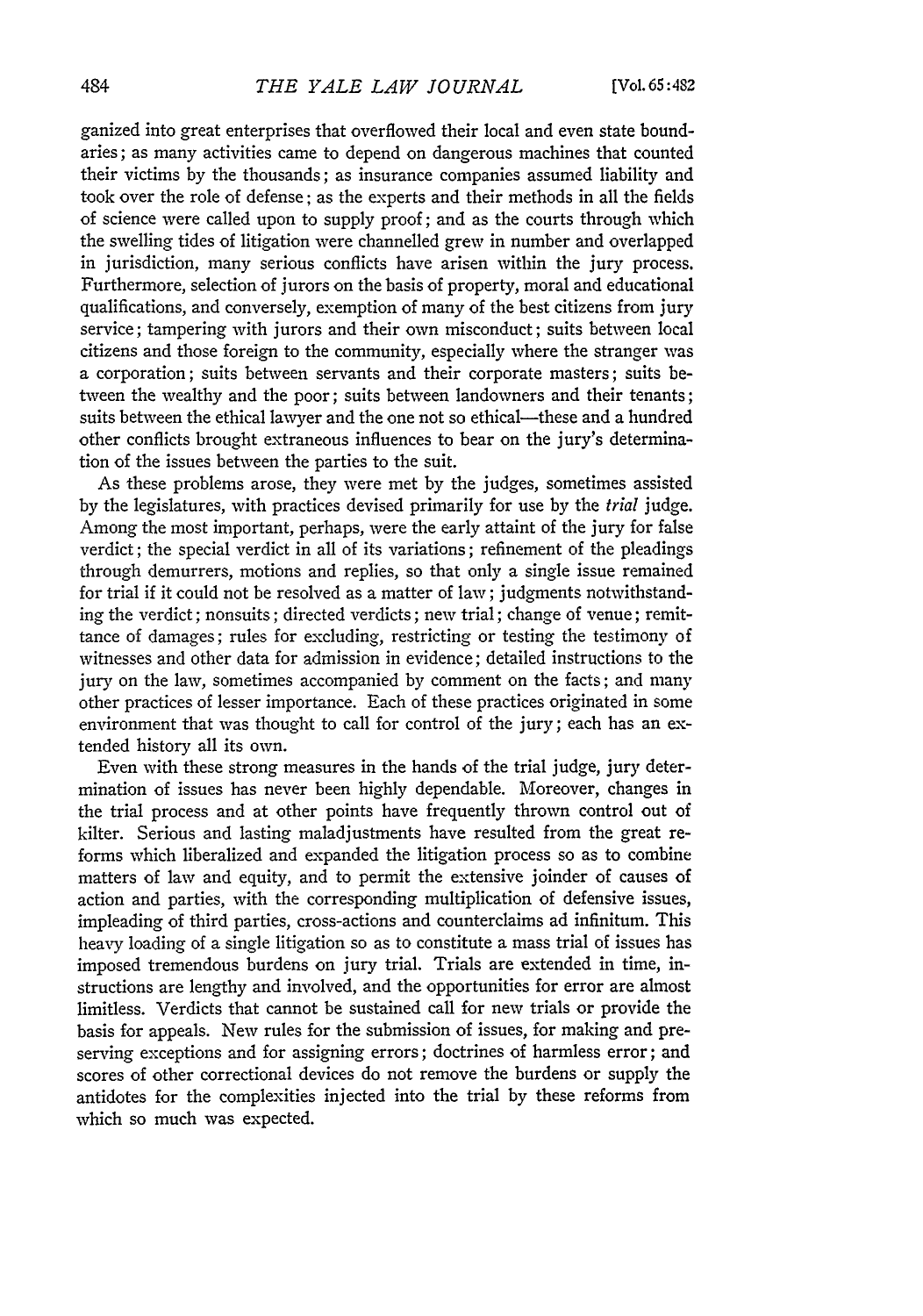ganized into great enterprises that overflowed their local and even state boundaries; as many activities came to depend on dangerous machines that counted their victims by the thousands; as insurance companies assumed liability and took over the role of defense; as the experts and their methods in all the fields of science were called upon to supply proof; and as the courts through which the swelling tides of litigation were channelled grew in number and overlapped in jurisdiction, many serious conflicts have arisen within the jury process. Furthermore, selection of jurors on the basis of property, moral and educational qualifications, and conversely, exemption of many of the best citizens from jury service; tampering with jurors and their own misconduct; suits between local citizens and those foreign to the community, especially where the stranger was a corporation; suits between servants and their corporate masters; suits between the wealthy and the poor; suits between landowners and their tenants; suits between the ethical lawyer and the one not so ethical—these and a hundred other conflicts brought extraneous influences to bear on the jury's determination of the issues between the parties to the suit.

As these problems arose, they were met by the judges, sometimes assisted by the legislatures, with practices devised primarily for use by the *trial* judge. Among the most important, perhaps, were the early attaint of the jury for false verdict; the special verdict in all of its variations; refinement of the pleadings through demurrers, motions and replies, so that only a single issue remained for trial if it could not be resolved as a matter of law; judgments notwithstanding the verdict; nonsuits; directed verdicts; new trial; change of venue; remittance of damages; rules for excluding, restricting or testing the testimony of witnesses and other data for admission in evidence; detailed instructions to the jury on the law, sometimes accompanied by comment on the facts; and many other practices of lesser importance. Each of these practices originated in some environment that was thought to call for control of the jury; each has an extended history all its own.

Even with these strong measures in the hands of the trial judge, jury determination of issues has never been highly dependable. Moreover, changes in the trial process and at other points have frequently thrown control out of kilter. Serious and lasting maladjustments have resulted from the great reforms which liberalized and expanded the litigation process so as to combine matters of law and equity, and to permit the extensive joinder of causes of action and parties, with the corresponding multiplication of defensive issues, impleading of third parties, cross-actions and counterclaims ad infinitum. This heavy loading of a single litigation so as to constitute a mass trial of issues has imposed tremendous burdens on jury trial. Trials are extended in time, instructions are lengthy and involved, and the opportunities for error are almost limitless. Verdicts that cannot be sustained call for new trials or provide the basis for appeals. New rules for the submission of issues, for making and preserving exceptions and for assigning errors; doctrines of harmless error; and scores of other correctional devices do not remove the burdens or supply the antidotes for the complexities injected into the trial by these reforms from which so much was expected.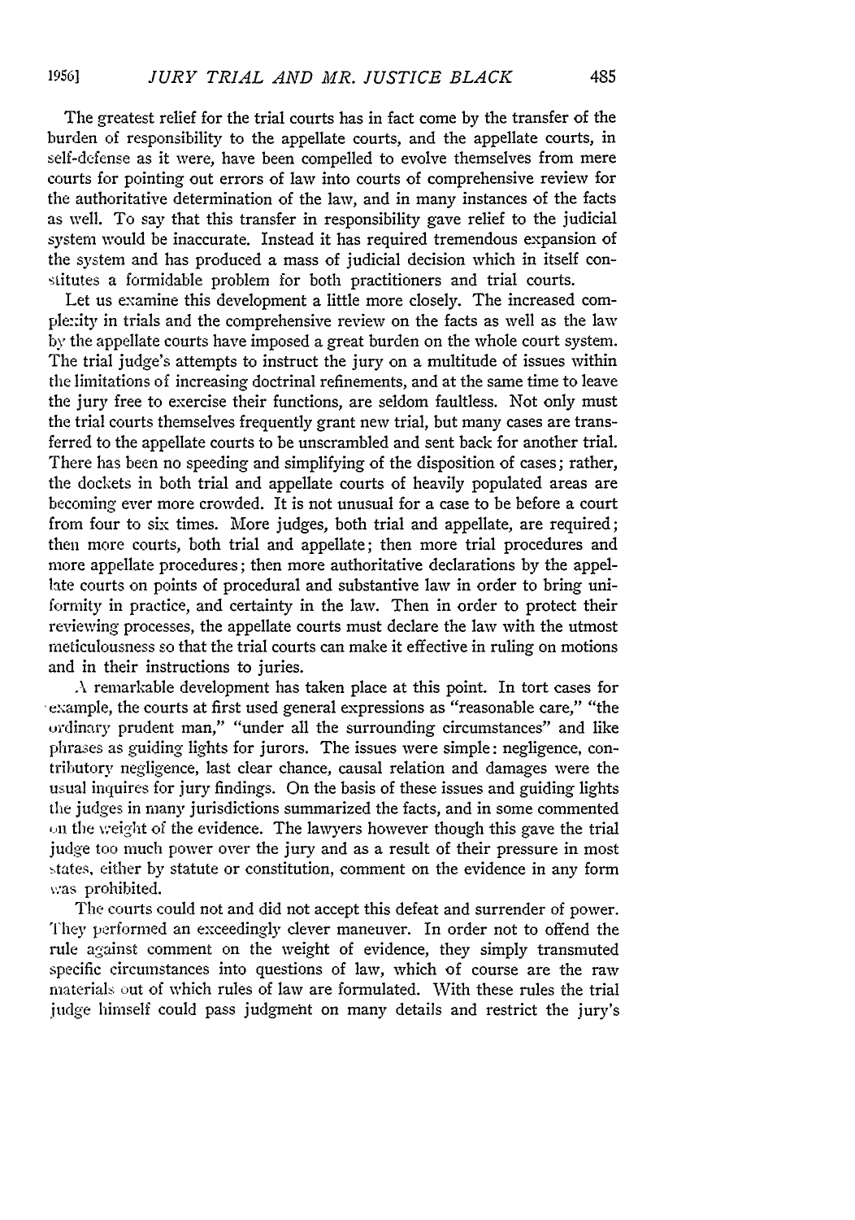The greatest relief for the trial courts has in fact come by the transfer of the burden of responsibility to the appellate courts, and the appellate courts, in self-defense as it were, have been compelled to evolve themselves from mere courts for pointing out errors of law into courts of comprehensive review for the authoritative determination of the law, and in many instances of the facts as well. To say that this transfer in responsibility gave relief to the judicial system would be inaccurate. Instead it has required tremendous expansion of the system and has produced a mass of judicial decision which in itself constitutes a formidable problem for both practitioners and trial courts.

Let us examine this development a little more closely. The increased complexity in trials and the comprehensive review on the facts as well as the law by the appellate courts have imposed a great burden on the whole court system. The trial judge's attempts to instruct the jury on a multitude of issues within the limitations of increasing doctrinal refinements, and at the same time to leave the jury free to exercise their functions, are seldom faultless. Not only must the trial courts themselves frequently grant new trial, but many cases are transferred to the appellate courts to be unscrambled and sent back for another trial. There has been no speeding and simplifying of the disposition of cases; rather, the dockets in both trial and appellate courts of heavily populated areas are becoming ever more crowded. It is not unusual for a case to be before a court from four to six times. More judges, both trial and appellate, are required; then more courts, both trial and appellate; then more trial procedures and more appellate procedures; then more authoritative declarations by the appellate courts on points of procedural and substantive law in order to bring uniformity in practice, and certainty in the law. Then in order to protect their reviewing processes, the appellate courts must declare the law with the utmost meticulousness so that the trial courts can make it effective in ruling on motions and in their instructions to juries.

A remarkable development has taken place at this point. In tort cases for example, the courts at first used general expressions as "reasonable care," "the ordinary prudent man," "under all the surrounding circumstances" and like phrases as guiding lights for jurors. The issues were simple: negligence, contributory negligence, last clear chance, causal relation and damages were the usual inquires for jury findings. On the basis of these issues and guiding lights the judges in many jurisdictions summarized the facts, and in some commented on the weight of the evidence. The lawyers however though this gave the trial judge too much power over the jury and as a result of their pressure in most states, either by statute or constitution, comment on the evidence in any form was prohibited.

The courts could not and did not accept this defeat and surrender of power. They performed an exceedingly clever maneuver. In order not to offend the rule against comment on the weight of evidence, they simply transmuted specific circumstances into questions of law, which of course are the raw materials out of which rules of law are formulated. With these rules the trial judge himself could pass judgment on many details and restrict the jury's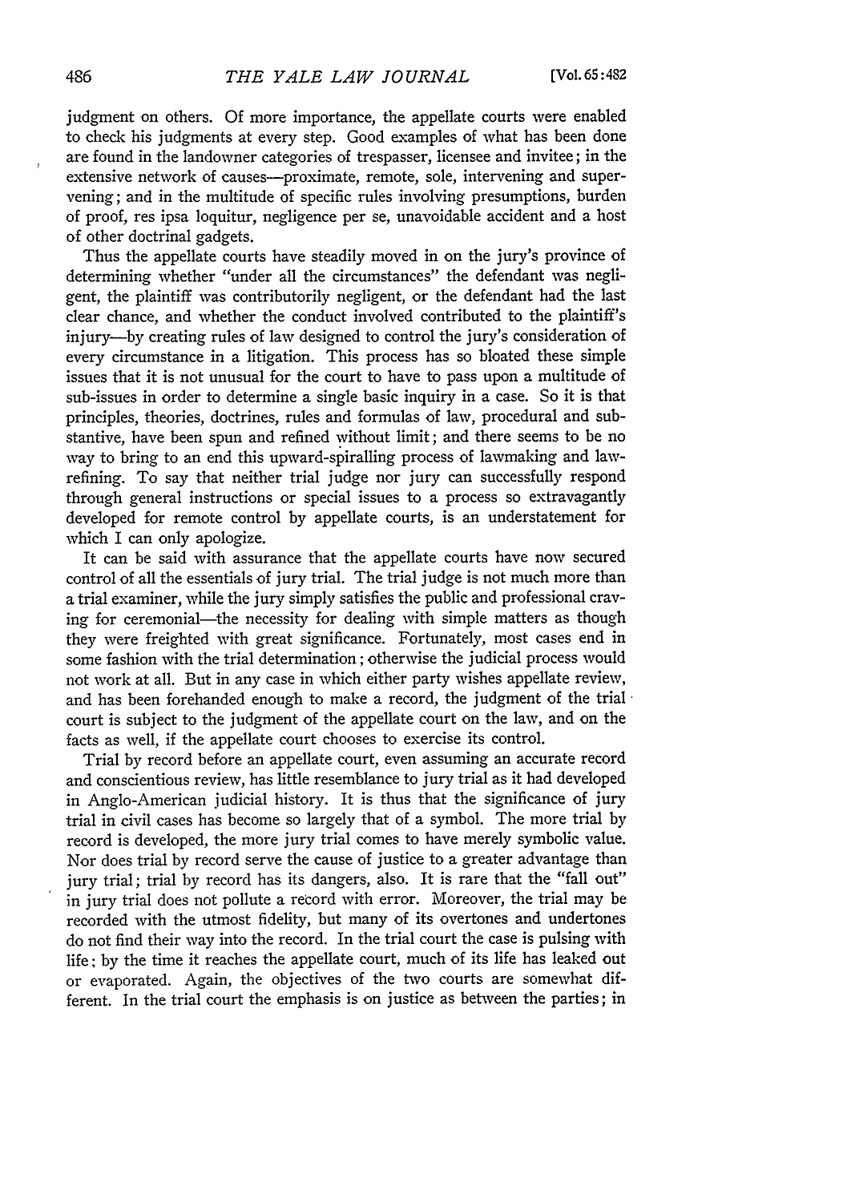judgment on others. Of more importance, the appellate courts were enabled to check his judgments at every step. Good examples of what has been done are found in the landowner categories of trespasser, licensee and invitee; in the extensive network of causes—proximate, remote, sole, intervening and supervening; and in the multitude of specific rules involving presumptions, burden of proof, res ipsa loquitur, negligence per se, unavoidable accident and a host of other doctrinal gadgets.

Thus the appellate courts have steadily moved in on the jury's province of determining whether "under all the circumstances" the defendant was negligent, the plaintiff was contributorily negligent, or the defendant had the last clear chance, and whether the conduct involved contributed to the plaintiff's injury—by creating rules of law designed to control the jury's consideration of every circumstance in a litigation. This process has so bloated these simple issues that it is not unusual for the court to have to pass upon a multitude of sub-issues in order to determine a single basic inquiry in a case. So it is that principles, theories, doctrines, rules and formulas of law, procedural and substantive, have been spun and refined without limit; and there seems to be no way to bring to an end this upward-spiralling process of lawmaking and law-refining. To say that neither trial judge nor jury can successfully respond through general instructions or special issues to a process so extravagantly developed for remote control by appellate courts, is an understatement for which I can only apologize.

It can be said with assurance that the appellate courts have now secured control of all the essentials of jury trial. The trial judge is not much more than a trial examiner, while the jury simply satisfies the public and professional craving for ceremonial—the necessity for dealing with simple matters as though they were freighted with great significance. Fortunately, most cases end in some fashion with the trial determination; otherwise the judicial process would not work at all. But in any case in which either party wishes appellate review, and has been forehanded enough to make a record, the judgment of the trial court is subject to the judgment of the appellate court on the law, and on the facts as well, if the appellate court chooses to exercise its control.

Trial by record before an appellate court, even assuming an accurate record and conscientious review, has little resemblance to jury trial as it had developed in Anglo-American judicial history. It is thus that the significance of jury trial in civil cases has become so largely that of a symbol. The more trial by record is developed, the more jury trial comes to have merely symbolic value. Nor does trial by record serve the cause of justice to a greater advantage than jury trial; trial by record has its dangers, also. It is rare that the "fall out" in jury trial does not pollute a record with error. Moreover, the trial may be recorded with the utmost fidelity, but many of its overtones and undertones do not find their way into the record. In the trial court the case is pulsing with life; by the time it reaches the appellate court, much of its life has leaked out or evaporated. Again, the objectives of the two courts are somewhat different. In the trial court the emphasis is on justice as between the parties; in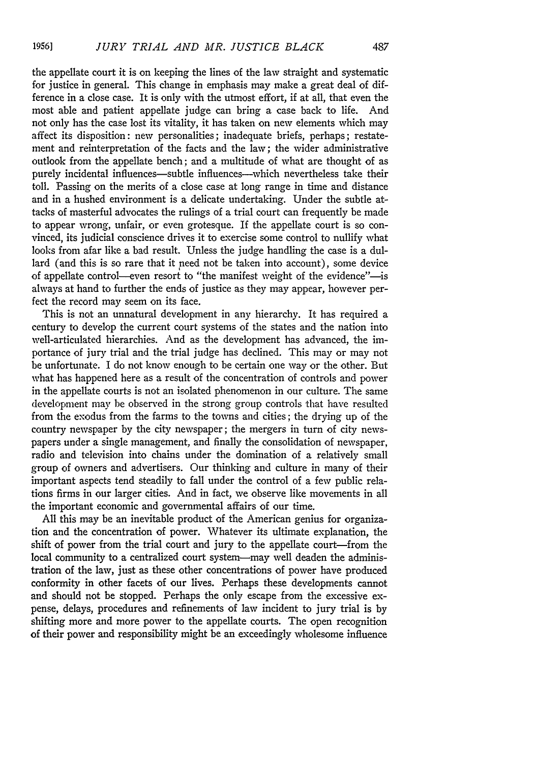the appellate court it is on keeping the lines of the law straight and systematic for justice in general. This change in emphasis may make a great deal of difference in a close case. It is only with the utmost effort, if at all, that even the most able and patient appellate judge can bring a case back to life. And not only has the case lost its vitality, it has taken on new elements which may affect its disposition: new personalities; inadequate briefs, perhaps; restatement and reinterpretation of the facts and the law; the wider administrative outlook from the appellate bench; and a multitude of what are thought of as purely incidental influences—subtle influences—which nevertheless take their toll. Passing on the merits of a close case at long range in time and distance and in a hushed environment is a delicate undertaking. Under the subtle attacks of masterful advocates the rulings of a trial court can frequently be made to appear wrong, unfair, or even grotesque. If the appellate court is so convinced, its judicial conscience drives it to exercise some control to nullify what looks from afar like a bad result. Unless the judge handling the case is a dullard (and this is so rare that it need not be taken into account), some device of appellate control—even resort to "the manifest weight of the evidence"—is always at hand to further the ends of justice as they may appear, however perfect the record may seem on its face.

This is not an unnatural development in any hierarchy. It has required a century to develop the current court systems of the states and the nation into well-articulated hierarchies. And as the development has advanced, the importance of jury trial and the trial judge has declined. This may or may not be unfortunate. I do not know enough to be certain one way or the other. But what has happened here as a result of the concentration of controls and power in the appellate courts is not an isolated phenomenon in our culture. The same development may be observed in the strong group controls that have resulted from the exodus from the farms to the towns and cities; the drying up of the country newspaper by the city newspaper; the mergers in turn of city newspapers under a single management, and finally the consolidation of newspaper, radio and television into chains under the domination of a relatively small group of owners and advertisers. Our thinking and culture in many of their important aspects tend steadily to fall under the control of a few public relations firms in our larger cities. And in fact, we observe like movements in all the important economic and governmental affairs of our time.

All this may be an inevitable product of the American genius for organization and the concentration of power. Whatever its ultimate explanation, the shift of power from the trial court and jury to the appellate court—from the local community to a centralized court system—may well deaden the administration of the law, just as these other concentrations of power have produced conformity in other facets of our lives. Perhaps these developments cannot and should not be stopped. Perhaps the only escape from the excessive expense, delays, procedures and refinements of law incident to jury trial is by shifting more and more power to the appellate courts. The open recognition of their power and responsibility might be an exceedingly wholesome influence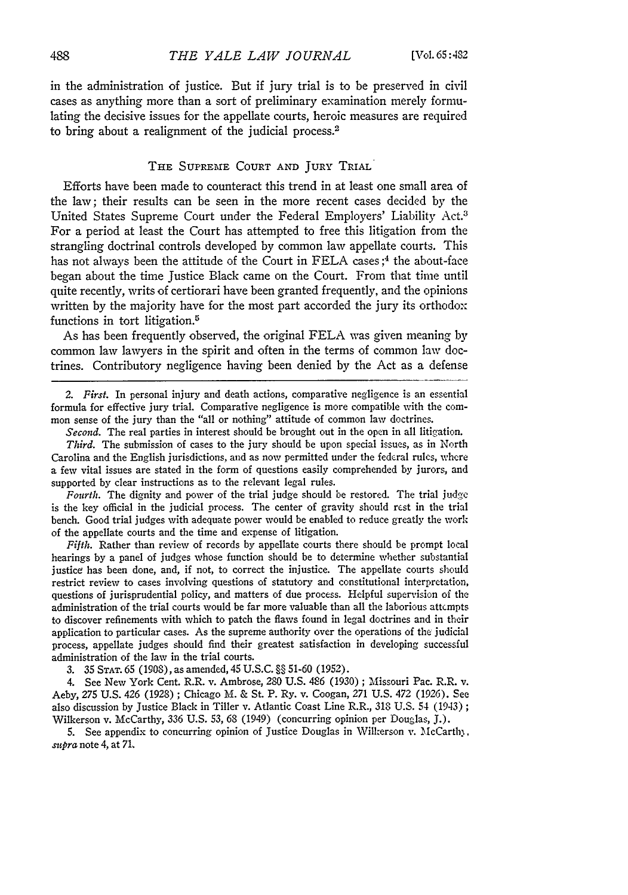in the administration of justice. But if jury trial is to be preserved in civil cases as anything more than a sort of preliminary examination merely formulating the decisive issues for the appellate courts, heroic measures are required to bring about a realignment of the judicial process.[2]

## THE SUPREME COURT AND JURY TRIAL

Efforts have been made to counteract this trend in at least one small area of the law; their results can be seen in the more recent cases decided by the United States Supreme Court under the Federal Employers' Liability Act.[3] For a period at least the Court has attempted to free this litigation from the strangling doctrinal controls developed by common law appellate courts. This has not always been the attitude of the Court in FELA cases;[4] the about-face began about the time Justice Black came on the Court. From that time until quite recently, writs of certiorari have been granted frequently, and the opinions written by the majority have for the most part accorded the jury its orthodox functions in tort litigation.[5]

As has been frequently observed, the original FELA was given meaning by common law lawyers in the spirit and often in the terms of common law doctrines. Contributory negligence having been denied by the Act as a defense

---

2. *First.* In personal injury and death actions, comparative negligence is an essential formula for effective jury trial. Comparative negligence is more compatible with the common sense of the jury than the "all or nothing" attitude of common law doctrines.

*Second.* The real parties in interest should be brought out in the open in all litigation.

*Third.* The submission of cases to the jury should be upon special issues, as in North Carolina and the English jurisdictions, and as now permitted under the federal rules, where a few vital issues are stated in the form of questions easily comprehended by jurors, and supported by clear instructions as to the relevant legal rules.

*Fourth.* The dignity and power of the trial judge should be restored. The trial judge is the key official in the judicial process. The center of gravity should rest in the trial bench. Good trial judges with adequate power would be enabled to reduce greatly the work of the appellate courts and the time and expense of litigation.

*Fifth.* Rather than review of records by appellate courts there should be prompt local hearings by a panel of judges whose function should be to determine whether substantial justice has been done, and, if not, to correct the injustice. The appellate courts should restrict review to cases involving questions of statutory and constitutional interpretation, questions of jurisprudential policy, and matters of due process. Helpful supervision of the administration of the trial courts would be far more valuable than all the laborious attempts to discover refinements with which to patch the flaws found in legal doctrines and in their application to particular cases. As the supreme authority over the operations of the judicial process, appellate judges should find their greatest satisfaction in developing successful administration of the law in the trial courts.

3. 35 STAT. 65 (1908), as amended, 45 U.S.C. §§ 51-60 (1952).

4. See New York Cent. R.R. v. Ambrose, 280 U.S. 486 (1930); Missouri Pac. R.R. v. Aeby, 275 U.S. 426 (1928); Chicago M. & St. P. Ry. v. Coogan, 271 U.S. 472 (1926). See also discussion by Justice Black in Tiller v. Atlantic Coast Line R.R., 318 U.S. 54 (1943); Wilkerson v. McCarthy, 336 U.S. 53, 68 (1949) (concurring opinion per Douglas, J.).

5. See appendix to concurring opinion of Justice Douglas in Wilkerson v. McCarthy, *supra* note 4, at 71.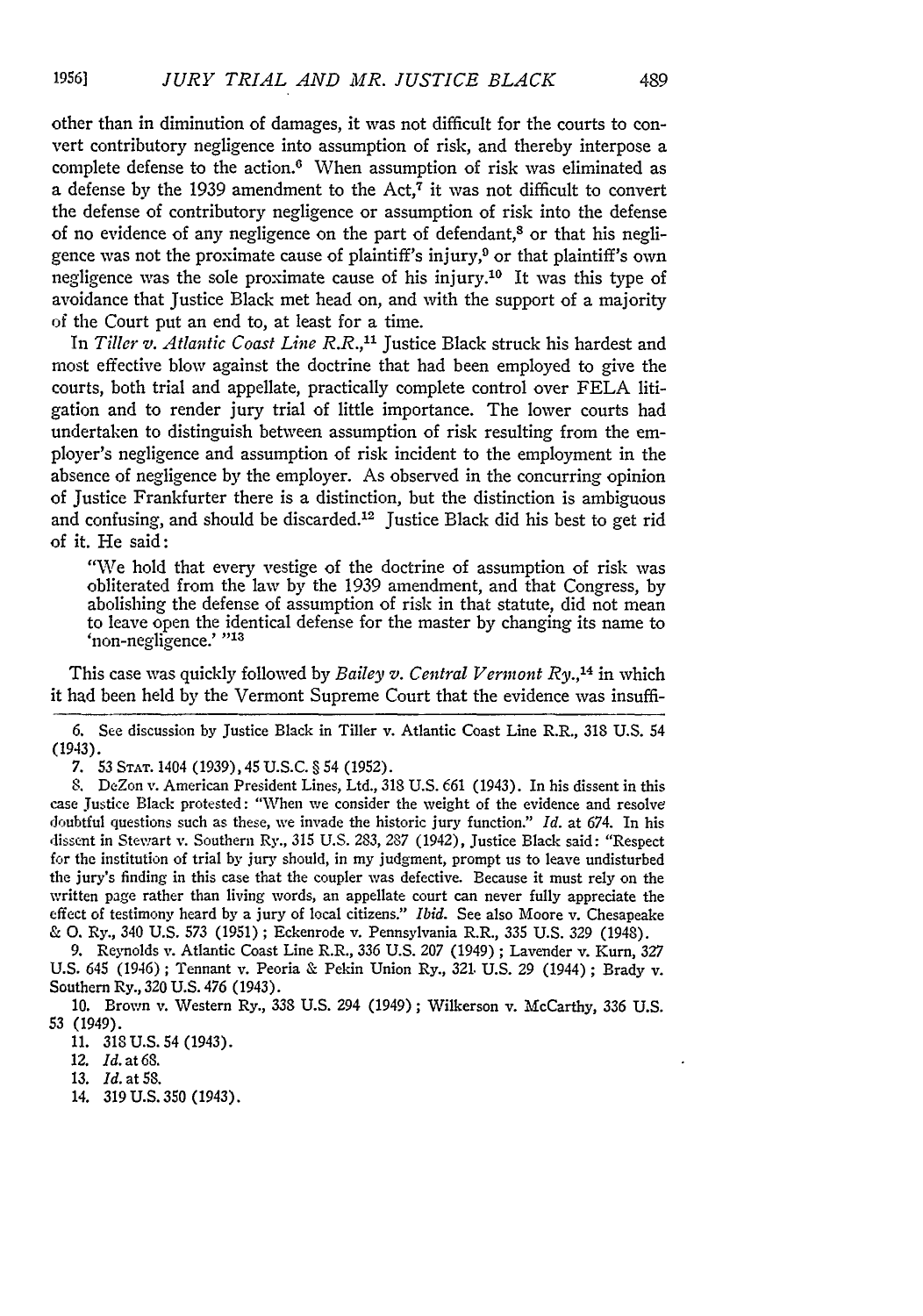other than in diminution of damages, it was not difficult for the courts to convert contributory negligence into assumption of risk, and thereby interpose a complete defense to the action.[6] When assumption of risk was eliminated as a defense by the 1939 amendment to the Act,[7] it was not difficult to convert the defense of contributory negligence or assumption of risk into the defense of no evidence of any negligence on the part of defendant,[8] or that his negligence was not the proximate cause of plaintiff's injury,[9] or that plaintiff's own negligence was the sole proximate cause of his injury.[10] It was this type of avoidance that Justice Black met head on, and with the support of a majority of the Court put an end to, at least for a time.

In *Tiller v. Atlantic Coast Line R.R.*,[11] Justice Black struck his hardest and most effective blow against the doctrine that had been employed to give the courts, both trial and appellate, practically complete control over FELA litigation and to render jury trial of little importance. The lower courts had undertaken to distinguish between assumption of risk resulting from the employer's negligence and assumption of risk incident to the employment in the absence of negligence by the employer. As observed in the concurring opinion of Justice Frankfurter there is a distinction, but the distinction is ambiguous and confusing, and should be discarded.[12] Justice Black did his best to get rid of it. He said:

> "We hold that every vestige of the doctrine of assumption of risk was obliterated from the law by the 1939 amendment, and that Congress, by abolishing the defense of assumption of risk in that statute, did not mean to leave open the identical defense for the master by changing its name to 'non-negligence.' "[13]

This case was quickly followed by *Bailey v. Central Vermont Ry.*,[14] in which it had been held by the Vermont Supreme Court that the evidence was insuffi-

---

6. See discussion by Justice Black in Tiller v. Atlantic Coast Line R.R., 318 U.S. 54 (1943).

7. 53 STAT. 1404 (1939), 45 U.S.C. § 54 (1952).

8. DeZon v. American President Lines, Ltd., 318 U.S. 661 (1943). In his dissent in this case Justice Black protested: "When we consider the weight of the evidence and resolve doubtful questions such as these, we invade the historic jury function." *Id.* at 674. In his dissent in Stewart v. Southern Ry., 315 U.S. 283, 287 (1942), Justice Black said: "Respect for the institution of trial by jury should, in my judgment, prompt us to leave undisturbed the jury's finding in this case that the coupler was defective. Because it must rely on the written page rather than living words, an appellate court can never fully appreciate the effect of testimony heard by a jury of local citizens." *Ibid.* See also Moore v. Chesapeake & O. Ry., 340 U.S. 573 (1951); Eckenrode v. Pennsylvania R.R., 335 U.S. 329 (1948).

9. Reynolds v. Atlantic Coast Line R.R., 336 U.S. 207 (1949); Lavender v. Kurn, 327 U.S. 645 (1946); Tennant v. Peoria & Pekin Union Ry., 321 U.S. 29 (1944); Brady v. Southern Ry., 320 U.S. 476 (1943).

10. Brown v. Western Ry., 338 U.S. 294 (1949); Wilkerson v. McCarthy, 336 U.S. 53 (1949).

11. 318 U.S. 54 (1943).

12. *Id.* at 68.

13. *Id.* at 58.

14. 319 U.S. 350 (1943).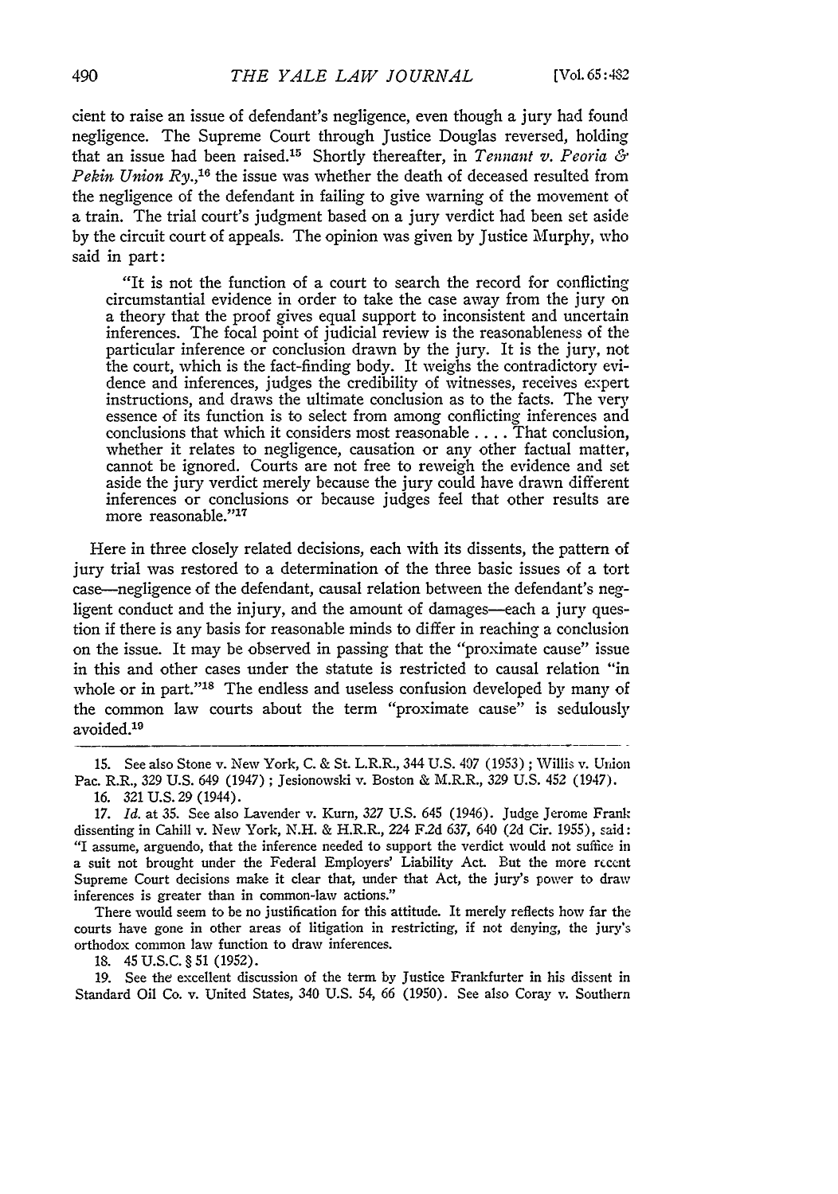cient to raise an issue of defendant's negligence, even though a jury had found negligence. The Supreme Court through Justice Douglas reversed, holding that an issue had been raised.[15] Shortly thereafter, in *Tennant v. Peoria & Pekin Union Ry.*,[16] the issue was whether the death of deceased resulted from the negligence of the defendant in failing to give warning of the movement of a train. The trial court's judgment based on a jury verdict had been set aside by the circuit court of appeals. The opinion was given by Justice Murphy, who said in part:

> "It is not the function of a court to search the record for conflicting circumstantial evidence in order to take the case away from the jury on a theory that the proof gives equal support to inconsistent and uncertain inferences. The focal point of judicial review is the reasonableness of the particular inference or conclusion drawn by the jury. It is the jury, not the court, which is the fact-finding body. It weighs the contradictory evidence and inferences, judges the credibility of witnesses, receives expert instructions, and draws the ultimate conclusion as to the facts. The very essence of its function is to select from among conflicting inferences and conclusions that which it considers most reasonable .... That conclusion, whether it relates to negligence, causation or any other factual matter, cannot be ignored. Courts are not free to reweigh the evidence and set aside the jury verdict merely because the jury could have drawn different inferences or conclusions or because judges feel that other results are more reasonable."[17]

Here in three closely related decisions, each with its dissents, the pattern of jury trial was restored to a determination of the three basic issues of a tort case—negligence of the defendant, causal relation between the defendant's negligent conduct and the injury, and the amount of damages—each a jury question if there is any basis for reasonable minds to differ in reaching a conclusion on the issue. It may be observed in passing that the "proximate cause" issue in this and other cases under the statute is restricted to causal relation "in whole or in part."[18] The endless and useless confusion developed by many of the common law courts about the term "proximate cause" is sedulously avoided.[19]

---

15. See also Stone v. New York, C. & St. L.R.R., 344 U.S. 407 (1953); Willis v. Union Pac. R.R., 329 U.S. 649 (1947); Jesionowski v. Boston & M.R.R., 329 U.S. 452 (1947).

16. 321 U.S. 29 (1944).

17. *Id.* at 35. See also Lavender v. Kurn, 327 U.S. 645 (1946). Judge Jerome Frank dissenting in Cahill v. New York, N.H. & H.R.R., 224 F.2d 637, 640 (2d Cir. 1955), said: "I assume, arguendo, that the inference needed to support the verdict would not suffice in a suit not brought under the Federal Employers' Liability Act. But the more recent Supreme Court decisions make it clear that, under that Act, the jury's power to draw inferences is greater than in common-law actions."

There would seem to be no justification for this attitude. It merely reflects how far the courts have gone in other areas of litigation in restricting, if not denying, the jury's orthodox common law function to draw inferences.

18. 45 U.S.C. § 51 (1952).

19. See the excellent discussion of the term by Justice Frankfurter in his dissent in Standard Oil Co. v. United States, 340 U.S. 54, 66 (1950). See also Coray v. Southern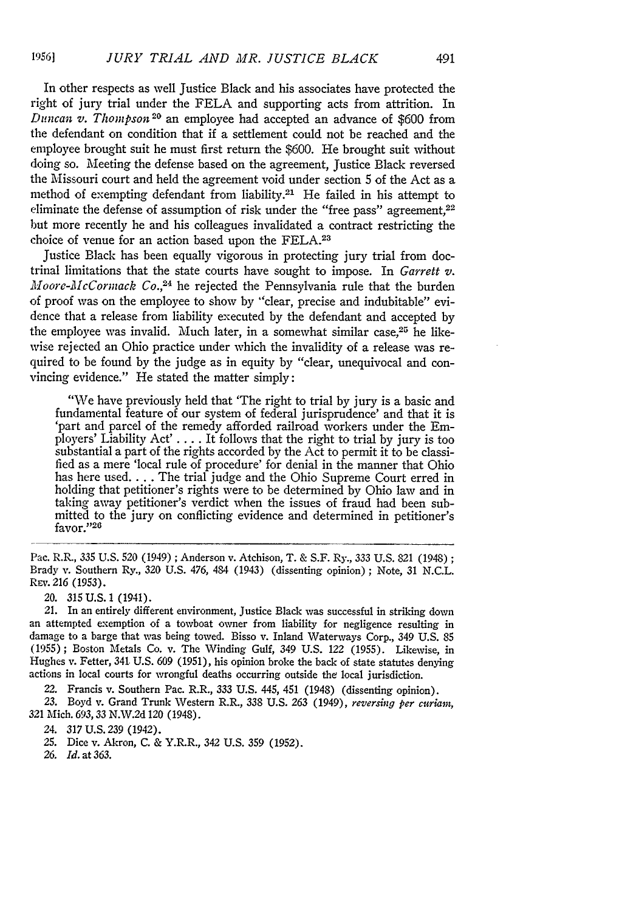In other respects as well Justice Black and his associates have protected the right of jury trial under the FELA and supporting acts from attrition. In *Duncan v. Thompson*[20] an employee had accepted an advance of $600 from the defendant on condition that if a settlement could not be reached and the employee brought suit he must first return the $600. He brought suit without doing so. Meeting the defense based on the agreement, Justice Black reversed the Missouri court and held the agreement void under section 5 of the Act as a method of exempting defendant from liability.[21] He failed in his attempt to eliminate the defense of assumption of risk under the "free pass" agreement,[22] but more recently he and his colleagues invalidated a contract restricting the choice of venue for an action based upon the FELA.[23]

Justice Black has been equally vigorous in protecting jury trial from doctrinal limitations that the state courts have sought to impose. In *Garrett v. Moore-McCormack Co.*,[24] he rejected the Pennsylvania rule that the burden of proof was on the employee to show by "clear, precise and indubitable" evidence that a release from liability executed by the defendant and accepted by the employee was invalid. Much later, in a somewhat similar case,[25] he likewise rejected an Ohio practice under which the invalidity of a release was required to be found by the judge as in equity by "clear, unequivocal and convincing evidence." He stated the matter simply:

> "We have previously held that 'The right to trial by jury is a basic and fundamental feature of our system of federal jurisprudence' and that it is 'part and parcel of the remedy afforded railroad workers under the Employers' Liability Act' . . . . It follows that the right to trial by jury is too substantial a part of the rights accorded by the Act to permit it to be classified as a mere 'local rule of procedure' for denial in the manner that Ohio has here used. . . . The trial judge and the Ohio Supreme Court erred in holding that petitioner's rights were to be determined by Ohio law and in taking away petitioner's verdict when the issues of fraud had been submitted to the jury on conflicting evidence and determined in petitioner's favor."[26]

---

Pac. R.R., 335 U.S. 520 (1949); Anderson v. Atchison, T. & S.F. Ry., 333 U.S. 821 (1948); Brady v. Southern Ry., 320 U.S. 476, 484 (1943) (dissenting opinion); Note, 31 N.C.L. Rev. 216 (1953).

20. 315 U.S. 1 (1941).

21. In an entirely different environment, Justice Black was successful in striking down an attempted exemption of a towboat owner from liability for negligence resulting in damage to a barge that was being towed. Bisso v. Inland Waterways Corp., 349 U.S. 85 (1955); Boston Metals Co. v. The Winding Gulf, 349 U.S. 122 (1955). Likewise, in Hughes v. Fetter, 341 U.S. 609 (1951), his opinion broke the back of state statutes denying actions in local courts for wrongful deaths occurring outside the local jurisdiction.

22. Francis v. Southern Pac. R.R., 333 U.S. 445, 451 (1948) (dissenting opinion).

23. Boyd v. Grand Trunk Western R.R., 338 U.S. 263 (1949), *reversing per curiam*, 321 Mich. 693, 33 N.W.2d 120 (1948).

24. 317 U.S. 239 (1942).

25. Dice v. Akron, C. & Y.R.R., 342 U.S. 359 (1952).

26. *Id.* at 363.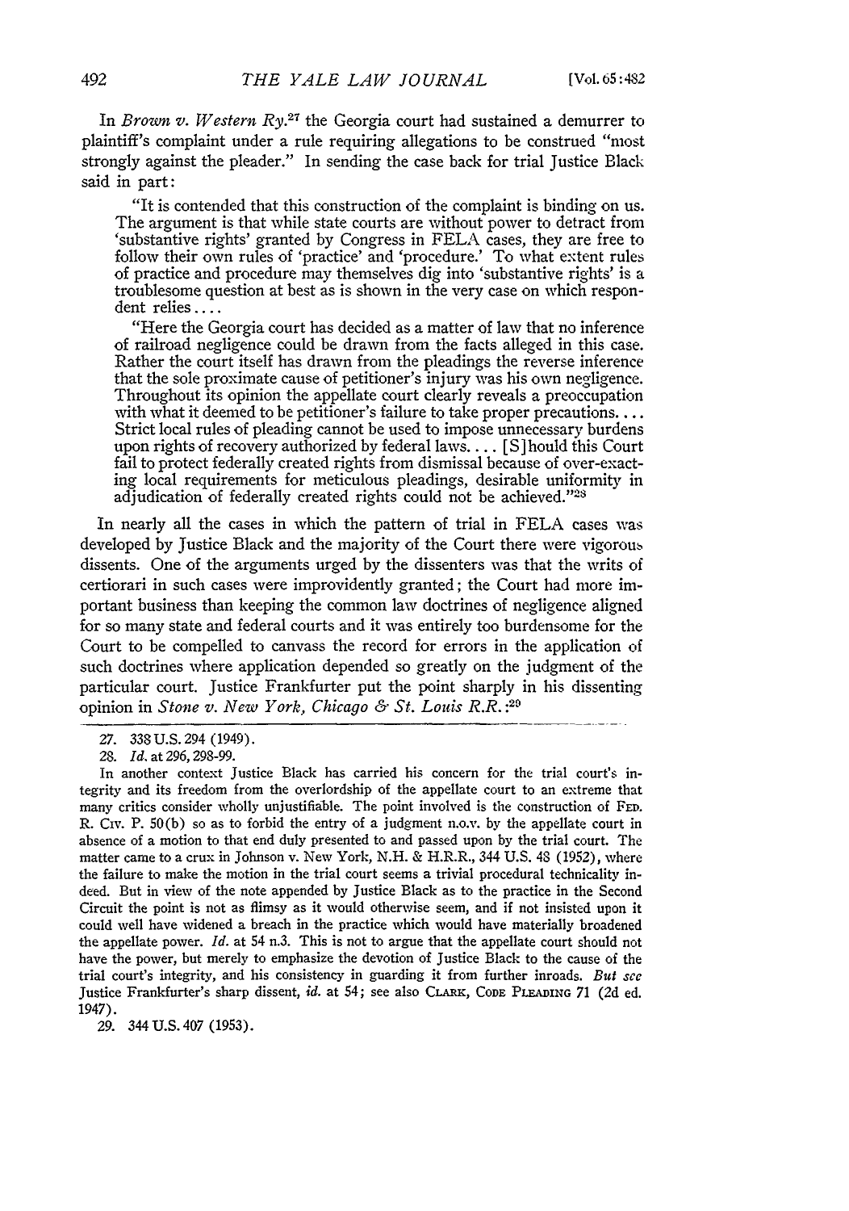In *Brown v. Western Ry.*[27] the Georgia court had sustained a demurrer to plaintiff's complaint under a rule requiring allegations to be construed "most strongly against the pleader." In sending the case back for trial Justice Black said in part:

> "It is contended that this construction of the complaint is binding on us. The argument is that while state courts are without power to detract from 'substantive rights' granted by Congress in FELA cases, they are free to follow their own rules of 'practice' and 'procedure.' To what extent rules of practice and procedure may themselves dig into 'substantive rights' is a troublesome question at best as is shown in the very case on which respondent relies....
>
> "Here the Georgia court has decided as a matter of law that no inference of railroad negligence could be drawn from the facts alleged in this case. Rather the court itself has drawn from the pleadings the reverse inference that the sole proximate cause of petitioner's injury was his own negligence. Throughout its opinion the appellate court clearly reveals a preoccupation with what it deemed to be petitioner's failure to take proper precautions.... Strict local rules of pleading cannot be used to impose unnecessary burdens upon rights of recovery authorized by federal laws.... [S]hould this Court fail to protect federally created rights from dismissal because of over-exacting local requirements for meticulous pleadings, desirable uniformity in adjudication of federally created rights could not be achieved."[28]

In nearly all the cases in which the pattern of trial in FELA cases was developed by Justice Black and the majority of the Court there were vigorous dissents. One of the arguments urged by the dissenters was that the writs of certiorari in such cases were improvidently granted; the Court had more important business than keeping the common law doctrines of negligence aligned for so many state and federal courts and it was entirely too burdensome for the Court to be compelled to canvass the record for errors in the application of such doctrines where application depended so greatly on the judgment of the particular court. Justice Frankfurter put the point sharply in his dissenting opinion in *Stone v. New York, Chicago & St. Louis R.R.*:[29]

---

27. 338 U.S. 294 (1949).

28. *Id.* at 296, 298-99.

In another context Justice Black has carried his concern for the trial court's integrity and its freedom from the overlordship of the appellate court to an extreme that many critics consider wholly unjustifiable. The point involved is the construction of FED. R. CIV. P. 50(b) so as to forbid the entry of a judgment n.o.v. by the appellate court in absence of a motion to that end duly presented to and passed upon by the trial court. The matter came to a crux in Johnson v. New York, N.H. & H.R.R., 344 U.S. 48 (1952), where the failure to make the motion in the trial court seems a trivial procedural technicality indeed. But in view of the note appended by Justice Black as to the practice in the Second Circuit the point is not as flimsy as it would otherwise seem, and if not insisted upon it could well have widened a breach in the practice which would have materially broadened the appellate power. *Id.* at 54 n.3. This is not to argue that the appellate court should not have the power, but merely to emphasize the devotion of Justice Black to the cause of the trial court's integrity, and his consistency in guarding it from further inroads. *But see* Justice Frankfurter's sharp dissent, *id.* at 54; see also CLARK, CODE PLEADING 71 (2d ed. 1947).

29. 344 U.S. 407 (1953).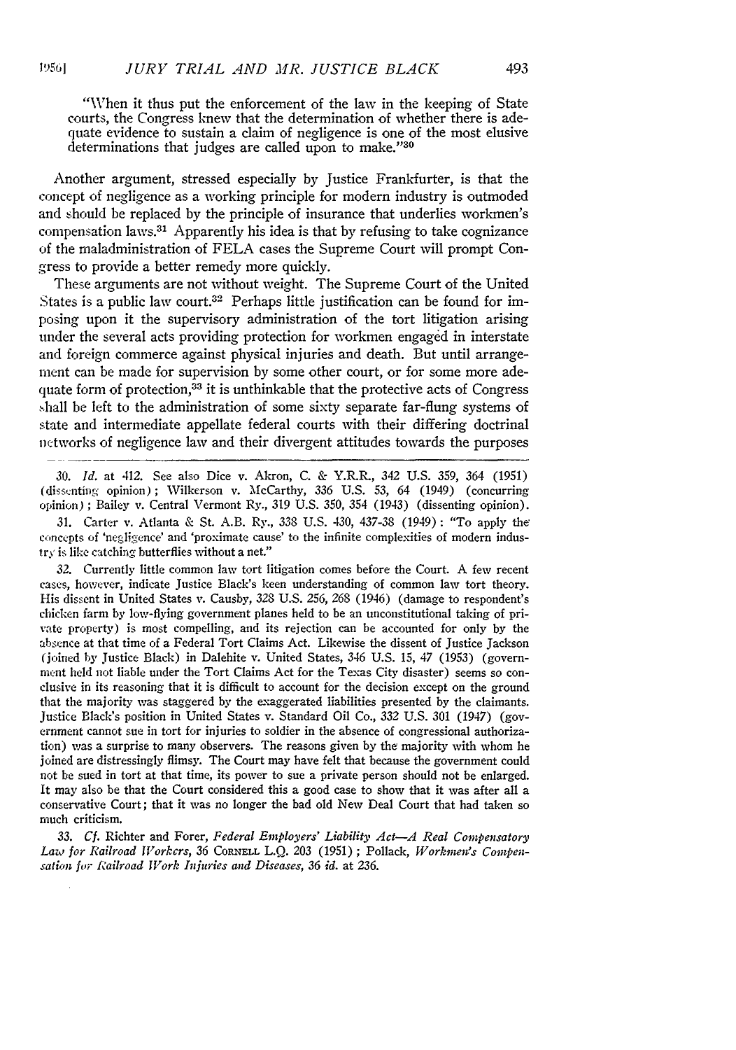"When it thus put the enforcement of the law in the keeping of State courts, the Congress knew that the determination of whether there is adequate evidence to sustain a claim of negligence is one of the most elusive determinations that judges are called upon to make."[30]

Another argument, stressed especially by Justice Frankfurter, is that the concept of negligence as a working principle for modern industry is outmoded and should be replaced by the principle of insurance that underlies workmen's compensation laws.[31] Apparently his idea is that by refusing to take cognizance of the maladministration of FELA cases the Supreme Court will prompt Congress to provide a better remedy more quickly.

These arguments are not without weight. The Supreme Court of the United States is a public law court.[32] Perhaps little justification can be found for imposing upon it the supervisory administration of the tort litigation arising under the several acts providing protection for workmen engaged in interstate and foreign commerce against physical injuries and death. But until arrangement can be made for supervision by some other court, or for some more adequate form of protection,[33] it is unthinkable that the protective acts of Congress shall be left to the administration of some sixty separate far-flung systems of state and intermediate appellate federal courts with their differing doctrinal networks of negligence law and their divergent attitudes towards the purposes

---

30. *Id.* at 412. See also Dice v. Akron, C. & Y.R.R., 342 U.S. 359, 364 (1951) (dissenting opinion); Wilkerson v. McCarthy, 336 U.S. 53, 64 (1949) (concurring opinion); Bailey v. Central Vermont Ry., 319 U.S. 350, 354 (1943) (dissenting opinion).

31. Carter v. Atlanta & St. A.B. Ry., 338 U.S. 430, 437-38 (1949): "To apply the concepts of 'negligence' and 'proximate cause' to the infinite complexities of modern industry is like catching butterflies without a net."

32. Currently little common law tort litigation comes before the Court. A few recent cases, however, indicate Justice Black's keen understanding of common law tort theory. His dissent in United States v. Causby, 328 U.S. 256, 268 (1946) (damage to respondent's chicken farm by low-flying government planes held to be an unconstitutional taking of private property) is most compelling, and its rejection can be accounted for only by the absence at that time of a Federal Tort Claims Act. Likewise the dissent of Justice Jackson (joined by Justice Black) in Dalehite v. United States, 346 U.S. 15, 47 (1953) (government held not liable under the Tort Claims Act for the Texas City disaster) seems so conclusive in its reasoning that it is difficult to account for the decision except on the ground that the majority was staggered by the exaggerated liabilities presented by the claimants. Justice Black's position in United States v. Standard Oil Co., 332 U.S. 301 (1947) (government cannot sue in tort for injuries to soldier in the absence of congressional authorization) was a surprise to many observers. The reasons given by the majority with whom he joined are distressingly flimsy. The Court may have felt that because the government could not be sued in tort at that time, its power to sue a private person should not be enlarged. It may also be that the Court considered this a good case to show that it was after all a conservative Court; that it was no longer the bad old New Deal Court that had taken so much criticism.

33. *Cf.* Richter and Forer, *Federal Employers' Liability Act—A Real Compensatory Law for Railroad Workers*, 36 CORNELL L.Q. 203 (1951); Pollack, *Workmen's Compensation for Railroad Work Injuries and Diseases*, 36 *id.* at 236.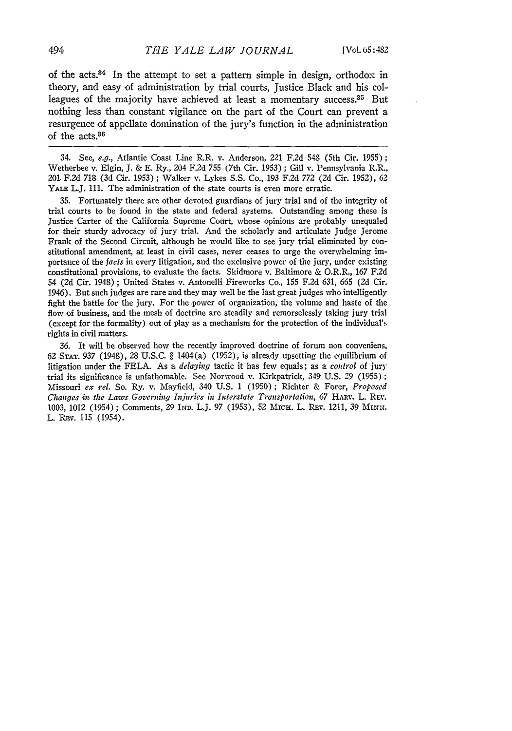of the acts.[34] In the attempt to set a pattern simple in design, orthodox in theory, and easy of administration by trial courts, Justice Black and his colleagues of the majority have achieved at least a momentary success.[35] But nothing less than constant vigilance on the part of the Court can prevent a resurgence of appellate domination of the jury's function in the administration of the acts.[36]

---

34. See, *e.g.*, Atlantic Coast Line R.R. v. Anderson, 221 F.2d 548 (5th Cir. 1955); Wetherbee v. Elgin, J. & E. Ry., 204 F.2d 755 (7th Cir. 1953); Gill v. Pennsylvania R.R., 201 F.2d 718 (3d Cir. 1953); Walker v. Lykes S.S. Co., 193 F.2d 772 (2d Cir. 1952), 62 YALE L.J. 111. The administration of the state courts is even more erratic.

35. Fortunately there are other devoted guardians of jury trial and of the integrity of trial courts to be found in the state and federal systems. Outstanding among these is Justice Carter of the California Supreme Court, whose opinions are probably unequaled for their sturdy advocacy of jury trial. And the scholarly and articulate Judge Jerome Frank of the Second Circuit, although he would like to see jury trial eliminated by constitutional amendment, at least in civil cases, never ceases to urge the overwhelming importance of the *facts* in every litigation, and the exclusive power of the jury, under existing constitutional provisions, to evaluate the facts. Skidmore v. Baltimore & O.R.R., 167 F.2d 54 (2d Cir. 1948); United States v. Antonelli Fireworks Co., 155 F.2d 631, 665 (2d Cir. 1946). But such judges are rare and they may well be the last great judges who intelligently fight the battle for the jury. For the power of organization, the volume and haste of the flow of business, and the mesh of doctrine are steadily and remorselessly taking jury trial (except for the formality) out of play as a mechanism for the protection of the individual's rights in civil matters.

36. It will be observed how the recently improved doctrine of forum non conveniens, 62 STAT. 937 (1948), 28 U.S.C. § 1404(a) (1952), is already upsetting the equilibrium of litigation under the FELA. As a *delaying* tactic it has few equals; as a *control* of jury trial its significance is unfathomable. See Norwood v. Kirkpatrick, 349 U.S. 29 (1955); Missouri *ex rel.* So. Ry. v. Mayfield, 340 U.S. 1 (1950); Richter & Forer, *Proposed Changes in the Laws Governing Injuries in Interstate Transportation*, 67 HARV. L. REV. 1003, 1012 (1954); Comments, 29 IND. L.J. 97 (1953), 52 MICH. L. REV. 1211, 39 MINN. L. REV. 115 (1954).